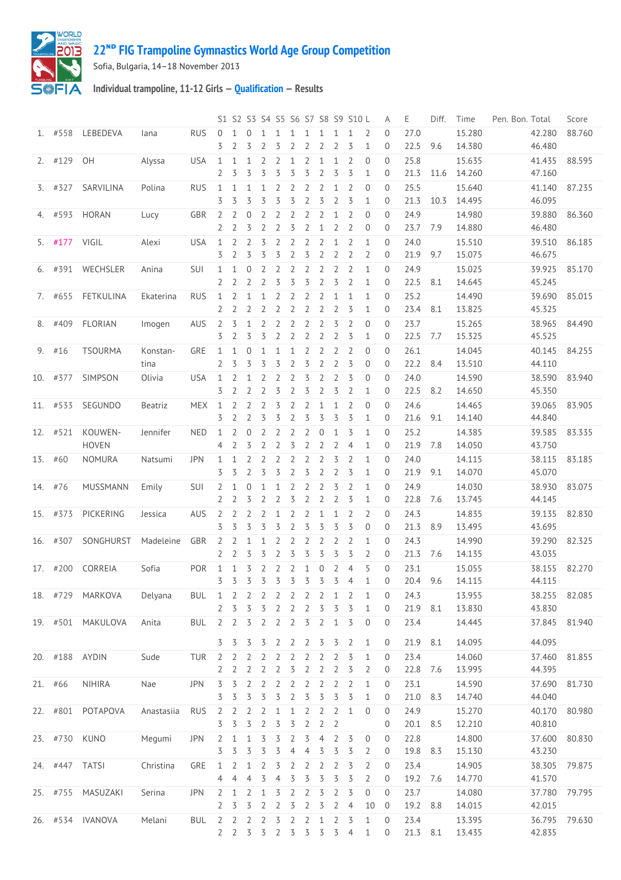# 22ND FIG Trampoline Gymnastics World Age Group Competition

Sofia, Bulgaria, 14–18 November 2013

### Individual trampoline, 11-12 Girls — Qualification — Results

| | | | | | S1 | S2 | S3 | S4 | S5 | S6 | S7 | S8 | S9 | S10 | L | A | E | Diff. | Time | Pen. | Bon. | Total | Score |
|---|---|---|---|---|---|---|---|---|---|---|---|---|---|---|---|---|---|---|---|---|---|---|---|
| 1. | #558 | LEBEDEVA | Iana | RUS | 0 | 1 | 0 | 1 | 1 | 1 | 1 | 1 | 1 | 1 | 2 | 0 | 27.0 | | 15.280 | | | 42.280 | 88.760 |
| | | | | | 3 | 2 | 3 | 2 | 3 | 2 | 2 | 2 | 2 | 3 | 1 | 0 | 22.5 | 9.6 | 14.380 | | | 46.480 | |
| 2. | #129 | OH | Alyssa | USA | 1 | 1 | 1 | 2 | 2 | 1 | 2 | 1 | 1 | 2 | 0 | 0 | 25.8 | | 15.635 | | | 41.435 | 88.595 |
| | | | | | 2 | 3 | 3 | 3 | 3 | 3 | 3 | 2 | 3 | 3 | 1 | 0 | 21.3 | 11.6 | 14.260 | | | 47.160 | |
| 3. | #327 | SARVILINA | Polina | RUS | 1 | 1 | 1 | 1 | 2 | 2 | 2 | 2 | 1 | 2 | 0 | 0 | 25.5 | | 15.640 | | | 41.140 | 87.235 |
| | | | | | 3 | 3 | 3 | 3 | 3 | 3 | 2 | 3 | 2 | 3 | 1 | 0 | 21.3 | 10.3 | 14.495 | | | 46.095 | |
| 4. | #593 | HORAN | Lucy | GBR | 2 | 2 | 0 | 2 | 2 | 2 | 2 | 2 | 1 | 2 | 0 | 0 | 24.9 | | 14.980 | | | 39.880 | 86.360 |
| | | | | | 2 | 2 | 3 | 2 | 2 | 3 | 2 | 1 | 2 | 2 | 0 | 0 | 23.7 | 7.9 | 14.880 | | | 46.480 | |
| 5. | #177 | VIGIL | Alexi | USA | 1 | 2 | 2 | 3 | 2 | 2 | 2 | 2 | 1 | 2 | 1 | 0 | 24.0 | | 15.510 | | | 39.510 | 86.185 |
| | | | | | 3 | 2 | 3 | 3 | 3 | 2 | 3 | 2 | 2 | 2 | 2 | 0 | 21.9 | 9.7 | 15.075 | | | 46.675 | |
| 6. | #391 | WECHSLER | Anina | SUI | 1 | 1 | 0 | 2 | 2 | 2 | 2 | 2 | 2 | 2 | 1 | 0 | 24.9 | | 15.025 | | | 39.925 | 85.170 |
| | | | | | 2 | 2 | 2 | 2 | 3 | 3 | 3 | 2 | 3 | 2 | 1 | 0 | 22.5 | 8.1 | 14.645 | | | 45.245 | |
| 7. | #655 | FETKULINA | Ekaterina | RUS | 1 | 2 | 1 | 1 | 2 | 2 | 2 | 2 | 1 | 1 | 1 | 0 | 25.2 | | 14.490 | | | 39.690 | 85.015 |
| | | | | | 2 | 2 | 2 | 2 | 2 | 2 | 2 | 2 | 2 | 3 | 1 | 0 | 23.4 | 8.1 | 13.825 | | | 45.325 | |
| 8. | #409 | FLORIAN | Imogen | AUS | 2 | 3 | 1 | 2 | 2 | 2 | 2 | 2 | 3 | 2 | 0 | 0 | 23.7 | | 15.265 | | | 38.965 | 84.490 |
| | | | | | 3 | 2 | 3 | 3 | 2 | 2 | 2 | 2 | 2 | 3 | 1 | 0 | 22.5 | 7.7 | 15.325 | | | 45.525 | |
| 9. | #16 | TSOURMA | Konstan-tina | GRE | 1 | 1 | 0 | 1 | 1 | 1 | 2 | 2 | 2 | 2 | 0 | 0 | 26.1 | | 14.045 | | | 40.145 | 84.255 |
| | | | | | 2 | 3 | 3 | 3 | 3 | 2 | 3 | 2 | 2 | 3 | 0 | 0 | 22.2 | 8.4 | 13.510 | | | 44.110 | |
| 10. | #377 | SIMPSON | Olivia | USA | 1 | 2 | 1 | 2 | 2 | 2 | 3 | 2 | 2 | 3 | 0 | 0 | 24.0 | | 14.590 | | | 38.590 | 83.940 |
| | | | | | 3 | 2 | 2 | 2 | 3 | 2 | 3 | 2 | 3 | 2 | 1 | 0 | 22.5 | 8.2 | 14.650 | | | 45.350 | |
| 11. | #533 | SEGUNDO | Beatriz | MEX | 1 | 2 | 2 | 2 | 3 | 2 | 2 | 1 | 1 | 2 | 0 | 0 | 24.6 | | 14.465 | | | 39.065 | 83.905 |
| | | | | | 3 | 2 | 2 | 3 | 3 | 2 | 3 | 3 | 3 | 3 | 1 | 0 | 21.6 | 9.1 | 14.140 | | | 44.840 | |
| 12. | #521 | KOUWEN-HOVEN | Jennifer | NED | 1 | 2 | 0 | 2 | 2 | 2 | 2 | 0 | 1 | 3 | 1 | 0 | 25.2 | | 14.385 | | | 39.585 | 83.335 |
| | | | | | 4 | 2 | 3 | 2 | 2 | 3 | 2 | 2 | 2 | 4 | 1 | 0 | 21.9 | 7.8 | 14.050 | | | 43.750 | |
| 13. | #60 | NOMURA | Natsumi | JPN | 1 | 1 | 2 | 2 | 2 | 2 | 2 | 2 | 3 | 2 | 1 | 0 | 24.0 | | 14.115 | | | 38.115 | 83.185 |
| | | | | | 3 | 3 | 2 | 3 | 3 | 2 | 3 | 2 | 2 | 3 | 1 | 0 | 21.9 | 9.1 | 14.070 | | | 45.070 | |
| 14. | #76 | MUSSMANN | Emily | SUI | 2 | 1 | 0 | 1 | 1 | 2 | 2 | 2 | 3 | 2 | 1 | 0 | 24.9 | | 14.030 | | | 38.930 | 83.075 |
| | | | | | 2 | 2 | 3 | 2 | 2 | 3 | 2 | 2 | 2 | 3 | 1 | 0 | 22.8 | 7.6 | 13.745 | | | 44.145 | |
| 15. | #373 | PICKERING | Jessica | AUS | 2 | 2 | 2 | 2 | 1 | 2 | 2 | 1 | 1 | 2 | 2 | 0 | 24.3 | | 14.835 | | | 39.135 | 82.830 |
| | | | | | 3 | 3 | 3 | 3 | 3 | 2 | 3 | 3 | 3 | 3 | 0 | 0 | 21.3 | 8.9 | 13.495 | | | 43.695 | |
| 16. | #307 | SONGHURST | Madeleine | GBR | 2 | 2 | 1 | 1 | 2 | 2 | 2 | 2 | 2 | 2 | 1 | 0 | 24.3 | | 14.990 | | | 39.290 | 82.325 |
| | | | | | 2 | 2 | 3 | 3 | 2 | 3 | 3 | 3 | 3 | 3 | 2 | 0 | 21.3 | 7.6 | 14.135 | | | 43.035 | |
| 17. | #200 | CORREIA | Sofia | POR | 1 | 1 | 3 | 2 | 2 | 2 | 1 | 0 | 2 | 4 | 5 | 0 | 23.1 | | 15.055 | | | 38.155 | 82.270 |
| | | | | | 3 | 3 | 3 | 3 | 3 | 3 | 3 | 3 | 3 | 4 | 1 | 0 | 20.4 | 9.6 | 14.115 | | | 44.115 | |
| 18. | #729 | MARKOVA | Delyana | BUL | 1 | 2 | 2 | 2 | 2 | 2 | 2 | 2 | 1 | 2 | 1 | 0 | 24.3 | | 13.955 | | | 38.255 | 82.085 |
| | | | | | 2 | 3 | 3 | 3 | 2 | 2 | 2 | 3 | 3 | 3 | 1 | 0 | 21.9 | 8.1 | 13.830 | | | 43.830 | |
| 19. | #501 | MAKULOVA | Anita | BUL | 2 | 2 | 3 | 2 | 2 | 2 | 3 | 2 | 1 | 3 | 0 | 0 | 23.4 | | 14.445 | | | 37.845 | 81.940 |
| | | | | | 3 | 3 | 3 | 3 | 2 | 2 | 2 | 3 | 3 | 2 | 1 | 0 | 21.9 | 8.1 | 14.095 | | | 44.095 | |
| 20. | #188 | AYDIN | Sude | TUR | 2 | 2 | 2 | 2 | 2 | 2 | 2 | 2 | 2 | 3 | 1 | 0 | 23.4 | | 14.060 | | | 37.460 | 81.855 |
| | | | | | 2 | 2 | 2 | 2 | 2 | 3 | 2 | 2 | 2 | 3 | 2 | 0 | 22.8 | 7.6 | 13.995 | | | 44.395 | |
| 21. | #66 | NIHIRA | Nae | JPN | 3 | 3 | 2 | 2 | 2 | 2 | 2 | 2 | 2 | 2 | 1 | 0 | 23.1 | | 14.590 | | | 37.690 | 81.730 |
| | | | | | 3 | 3 | 3 | 3 | 3 | 2 | 3 | 3 | 3 | 3 | 1 | 0 | 21.0 | 8.3 | 14.740 | | | 44.040 | |
| 22. | #801 | POTAPOVA | Anastasiia | RUS | 2 | 2 | 2 | 2 | 1 | 1 | 2 | 2 | 2 | 1 | 0 | 0 | 24.9 | | 15.270 | | | 40.170 | 80.980 |
| | | | | | 3 | 3 | 3 | 2 | 3 | 3 | 2 | 2 | 2 | | | 0 | 20.1 | 8.5 | 12.210 | | | 40.810 | |
| 23. | #730 | KUNO | Megumi | JPN | 2 | 1 | 1 | 3 | 3 | 2 | 3 | 4 | 2 | 3 | 0 | 0 | 22.8 | | 14.800 | | | 37.600 | 80.830 |
| | | | | | 3 | 3 | 3 | 3 | 3 | 4 | 4 | 3 | 3 | 3 | 2 | 0 | 19.8 | 8.3 | 15.130 | | | 43.230 | |
| 24. | #447 | TATSI | Christina | GRE | 1 | 2 | 1 | 2 | 3 | 2 | 2 | 2 | 2 | 3 | 2 | 0 | 23.4 | | 14.905 | | | 38.305 | 79.875 |
| | | | | | 4 | 4 | 4 | 3 | 4 | 3 | 3 | 3 | 3 | 3 | 2 | 0 | 19.2 | 7.6 | 14.770 | | | 41.570 | |
| 25. | #755 | MASUZAKI | Serina | JPN | 2 | 1 | 2 | 1 | 3 | 2 | 2 | 3 | 2 | 3 | 0 | 0 | 23.7 | | 14.080 | | | 37.780 | 79.795 |
| | | | | | 2 | 3 | 3 | 2 | 2 | 3 | 2 | 3 | 2 | 4 | 10 | 0 | 19.2 | 8.8 | 14.015 | | | 42.015 | |
| 26. | #534 | IVANOVA | Melani | BUL | 2 | 2 | 2 | 2 | 3 | 2 | 2 | 1 | 2 | 3 | 1 | 0 | 23.4 | | 13.395 | | | 36.795 | 79.630 |
| | | | | | 2 | 2 | 3 | 3 | 2 | 3 | 3 | 3 | 3 | 4 | 1 | 0 | 21.3 | 8.1 | 13.435 | | | 42.835 | |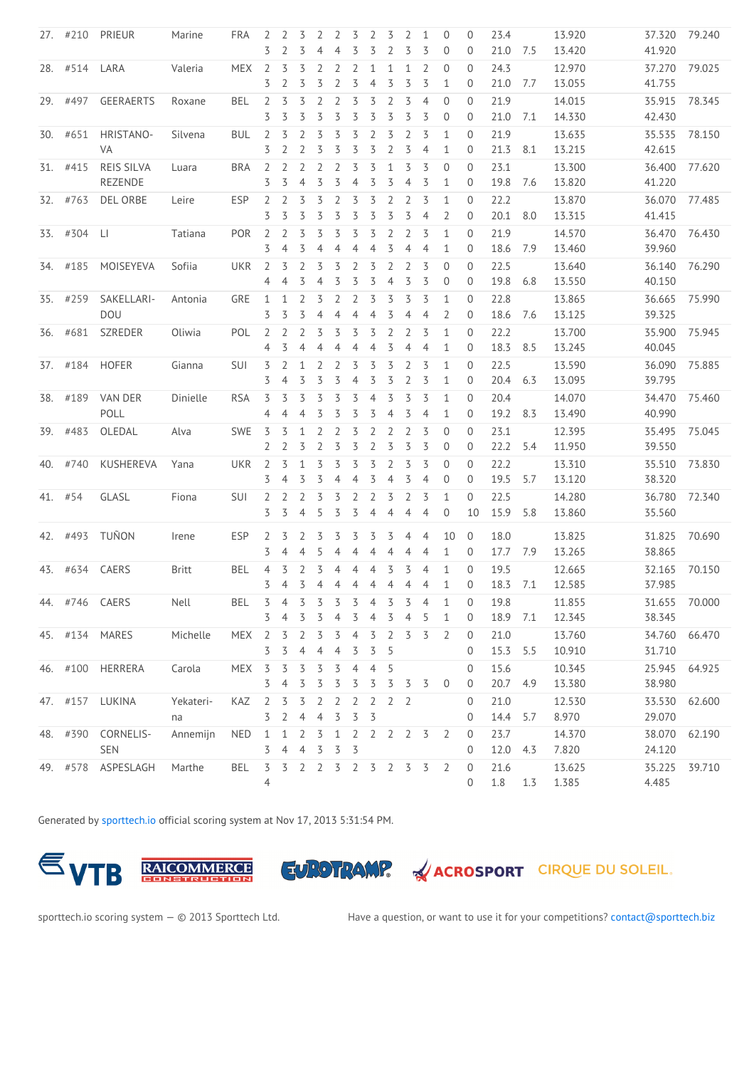| | | | | | | | | | | | | | | | | | | | | | |
|---|---|---|---|---|---|---|---|---|---|---|---|---|---|---|---|---|---|---|---|---|---|
| 27. | #210 | PRIEUR | Marine | FRA | 2 | 2 | 3 | 2 | 2 | 3 | 2 | 3 | 2 | 1 | 0 | 0 | 23.4 | | 13.920 | 37.320 | 79.240 |
| | | | | | 3 | 2 | 3 | 4 | 4 | 3 | 3 | 2 | 3 | 3 | 0 | 0 | 21.0 | 7.5 | 13.420 | 41.920 | |
| 28. | #514 | LARA | Valeria | MEX | 2 | 3 | 3 | 2 | 2 | 2 | 1 | 1 | 1 | 2 | 0 | 0 | 24.3 | | 12.970 | 37.270 | 79.025 |
| | | | | | 3 | 2 | 3 | 3 | 2 | 3 | 4 | 3 | 3 | 3 | 1 | 0 | 21.0 | 7.7 | 13.055 | 41.755 | |
| 29. | #497 | GEERAERTS | Roxane | BEL | 2 | 3 | 3 | 2 | 2 | 3 | 3 | 2 | 3 | 4 | 0 | 0 | 21.9 | | 14.015 | 35.915 | 78.345 |
| | | | | | 3 | 3 | 3 | 3 | 3 | 3 | 3 | 3 | 3 | 3 | 0 | 0 | 21.0 | 7.1 | 14.330 | 42.430 | |
| 30. | #651 | HRISTANOVA | Silvena | BUL | 2 | 3 | 2 | 3 | 3 | 3 | 2 | 3 | 2 | 3 | 1 | 0 | 21.9 | | 13.635 | 35.535 | 78.150 |
| | | | | | 3 | 2 | 2 | 3 | 3 | 3 | 3 | 2 | 3 | 4 | 1 | 0 | 21.3 | 8.1 | 13.215 | 42.615 | |
| 31. | #415 | REIS SILVA REZENDE | Luara | BRA | 2 | 2 | 2 | 2 | 2 | 3 | 3 | 1 | 3 | 3 | 0 | 0 | 23.1 | | 13.300 | 36.400 | 77.620 |
| | | | | | 3 | 3 | 4 | 3 | 3 | 4 | 3 | 3 | 4 | 3 | 1 | 0 | 19.8 | 7.6 | 13.820 | 41.220 | |
| 32. | #763 | DEL ORBE | Leire | ESP | 2 | 2 | 3 | 3 | 2 | 3 | 3 | 2 | 2 | 3 | 1 | 0 | 22.2 | | 13.870 | 36.070 | 77.485 |
| | | | | | 3 | 3 | 3 | 3 | 3 | 3 | 3 | 3 | 3 | 4 | 2 | 0 | 20.1 | 8.0 | 13.315 | 41.415 | |
| 33. | #304 | LI | Tatiana | POR | 2 | 2 | 3 | 3 | 3 | 3 | 3 | 2 | 2 | 3 | 1 | 0 | 21.9 | | 14.570 | 36.470 | 76.430 |
| | | | | | 3 | 4 | 3 | 4 | 4 | 4 | 4 | 3 | 4 | 4 | 1 | 0 | 18.6 | 7.9 | 13.460 | 39.960 | |
| 34. | #185 | MOISEYEVA | Sofiia | UKR | 2 | 3 | 2 | 3 | 3 | 2 | 3 | 2 | 2 | 3 | 0 | 0 | 22.5 | | 13.640 | 36.140 | 76.290 |
| | | | | | 4 | 4 | 3 | 4 | 3 | 3 | 3 | 4 | 3 | 3 | 0 | 0 | 19.8 | 6.8 | 13.550 | 40.150 | |
| 35. | #259 | SAKELLARIDOU | Antonia | GRE | 1 | 1 | 2 | 3 | 2 | 2 | 3 | 3 | 3 | 3 | 1 | 0 | 22.8 | | 13.865 | 36.665 | 75.990 |
| | | | | | 3 | 3 | 3 | 4 | 4 | 4 | 4 | 3 | 4 | 4 | 2 | 0 | 18.6 | 7.6 | 13.125 | 39.325 | |
| 36. | #681 | SZREDER | Oliwia | POL | 2 | 2 | 2 | 3 | 3 | 3 | 3 | 2 | 2 | 3 | 1 | 0 | 22.2 | | 13.700 | 35.900 | 75.945 |
| | | | | | 4 | 3 | 4 | 4 | 4 | 4 | 4 | 3 | 4 | 4 | 1 | 0 | 18.3 | 8.5 | 13.245 | 40.045 | |
| 37. | #184 | HOFER | Gianna | SUI | 3 | 2 | 1 | 2 | 2 | 3 | 3 | 3 | 2 | 3 | 1 | 0 | 22.5 | | 13.590 | 36.090 | 75.885 |
| | | | | | 3 | 4 | 3 | 3 | 3 | 4 | 3 | 3 | 2 | 3 | 1 | 0 | 20.4 | 6.3 | 13.095 | 39.795 | |
| 38. | #189 | VAN DER POLL | Dinielle | RSA | 3 | 3 | 3 | 3 | 3 | 3 | 4 | 3 | 3 | 3 | 1 | 0 | 20.4 | | 14.070 | 34.470 | 75.460 |
| | | | | | 4 | 4 | 4 | 3 | 3 | 3 | 3 | 4 | 3 | 4 | 1 | 0 | 19.2 | 8.3 | 13.490 | 40.990 | |
| 39. | #483 | OLEDAL | Alva | SWE | 3 | 3 | 1 | 2 | 2 | 3 | 2 | 2 | 2 | 3 | 0 | 0 | 23.1 | | 12.395 | 35.495 | 75.045 |
| | | | | | 2 | 2 | 3 | 2 | 3 | 3 | 2 | 3 | 3 | 3 | 0 | 0 | 22.2 | 5.4 | 11.950 | 39.550 | |
| 40. | #740 | KUSHEREVA | Yana | UKR | 2 | 3 | 1 | 3 | 3 | 3 | 3 | 2 | 3 | 3 | 0 | 0 | 22.2 | | 13.310 | 35.510 | 73.830 |
| | | | | | 3 | 4 | 3 | 3 | 4 | 4 | 3 | 4 | 3 | 4 | 0 | 0 | 19.5 | 5.7 | 13.120 | 38.320 | |
| 41. | #54 | GLASL | Fiona | SUI | 2 | 2 | 2 | 3 | 3 | 2 | 2 | 3 | 2 | 3 | 1 | 0 | 22.5 | | 14.280 | 36.780 | 72.340 |
| | | | | | 3 | 3 | 4 | 5 | 3 | 3 | 4 | 4 | 4 | 4 | 0 | 10 | 15.9 | 5.8 | 13.860 | 35.560 | |
| 42. | #493 | TUÑON | Irene | ESP | 2 | 3 | 2 | 3 | 3 | 3 | 3 | 3 | 4 | 4 | 10 | 0 | 18.0 | | 13.825 | 31.825 | 70.690 |
| | | | | | 3 | 4 | 4 | 5 | 4 | 4 | 4 | 4 | 4 | 4 | 1 | 0 | 17.7 | 7.9 | 13.265 | 38.865 | |
| 43. | #634 | CAERS | Britt | BEL | 4 | 3 | 2 | 3 | 4 | 4 | 4 | 3 | 3 | 4 | 1 | 0 | 19.5 | | 12.665 | 32.165 | 70.150 |
| | | | | | 3 | 4 | 3 | 4 | 4 | 4 | 4 | 4 | 4 | 4 | 1 | 0 | 18.3 | 7.1 | 12.585 | 37.985 | |
| 44. | #746 | CAERS | Nell | BEL | 3 | 4 | 3 | 3 | 3 | 3 | 4 | 3 | 3 | 4 | 1 | 0 | 19.8 | | 11.855 | 31.655 | 70.000 |
| | | | | | 3 | 4 | 3 | 3 | 4 | 3 | 4 | 3 | 4 | 5 | 1 | 0 | 18.9 | 7.1 | 12.345 | 38.345 | |
| 45. | #134 | MARES | Michelle | MEX | 2 | 3 | 2 | 3 | 3 | 4 | 3 | 2 | 3 | 3 | 2 | 0 | 21.0 | | 13.760 | 34.760 | 66.470 |
| | | | | | 3 | 3 | 4 | 4 | 4 | 3 | 3 | 5 | | | | 0 | 15.3 | 5.5 | 10.910 | 31.710 | |
| 46. | #100 | HERRERA | Carola | MEX | 3 | 3 | 3 | 3 | 3 | 4 | 4 | 5 | | | | 0 | 15.6 | | 10.345 | 25.945 | 64.925 |
| | | | | | 3 | 4 | 3 | 3 | 3 | 3 | 3 | 3 | 3 | 3 | 0 | 0 | 20.7 | 4.9 | 13.380 | 38.980 | |
| 47. | #157 | LUKINA | Yekaterina | KAZ | 2 | 3 | 3 | 2 | 2 | 2 | 2 | 2 | 2 | | | 0 | 21.0 | | 12.530 | 33.530 | 62.600 |
| | | | | | 3 | 2 | 4 | 4 | 3 | 3 | 3 | | | | | 0 | 14.4 | 5.7 | 8.970 | 29.070 | |
| 48. | #390 | CORNELISSEN | Annemijn | NED | 1 | 1 | 2 | 3 | 1 | 2 | 2 | 2 | 2 | 3 | 2 | 0 | 23.7 | | 14.370 | 38.070 | 62.190 |
| | | | | | 3 | 4 | 4 | 3 | 3 | 3 | | | | | | 0 | 12.0 | 4.3 | 7.820 | 24.120 | |
| 49. | #578 | ASPESLAGH | Marthe | BEL | 3 | 3 | 2 | 2 | 3 | 2 | 3 | 2 | 3 | 3 | 2 | 0 | 21.6 | | 13.625 | 35.225 | 39.710 |
| | | | | | 4 | | | | | | | | | | | 0 | 1.8 | 1.3 | 1.385 | 4.485 | |

Generated by sporttech.io official scoring system at Nov 17, 2013 5:31:54 PM.

VTB RAICOMMERCE CONSTRUCTION EUROTRAMP ACROSPORT CIRQUE DU SOLEIL.

sporttech.io scoring system — © 2013 Sporttech Ltd. Have a question, or want to use it for your competitions? contact@sporttech.biz